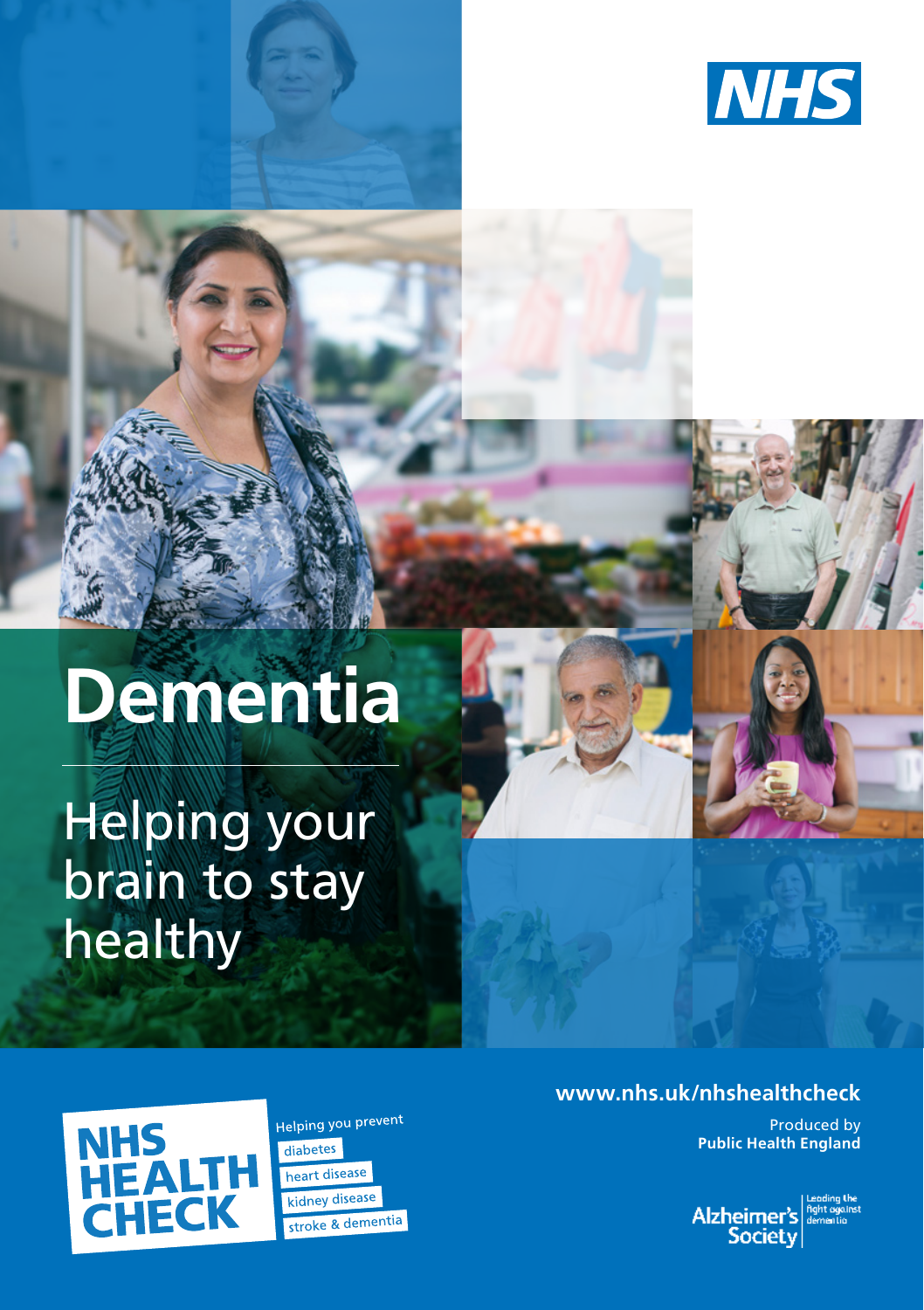NHS

# Dementia

## Helping your brain to stay healthy

NHS HEALTH CHECK

Helping you prevent

- diabetes
- heart disease
- kidney disease
- stroke & dementia

www.nhs.uk/nhshealthcheck

Produced by **Public Health England**

Alzheimer's Society — Leading the fight against dementia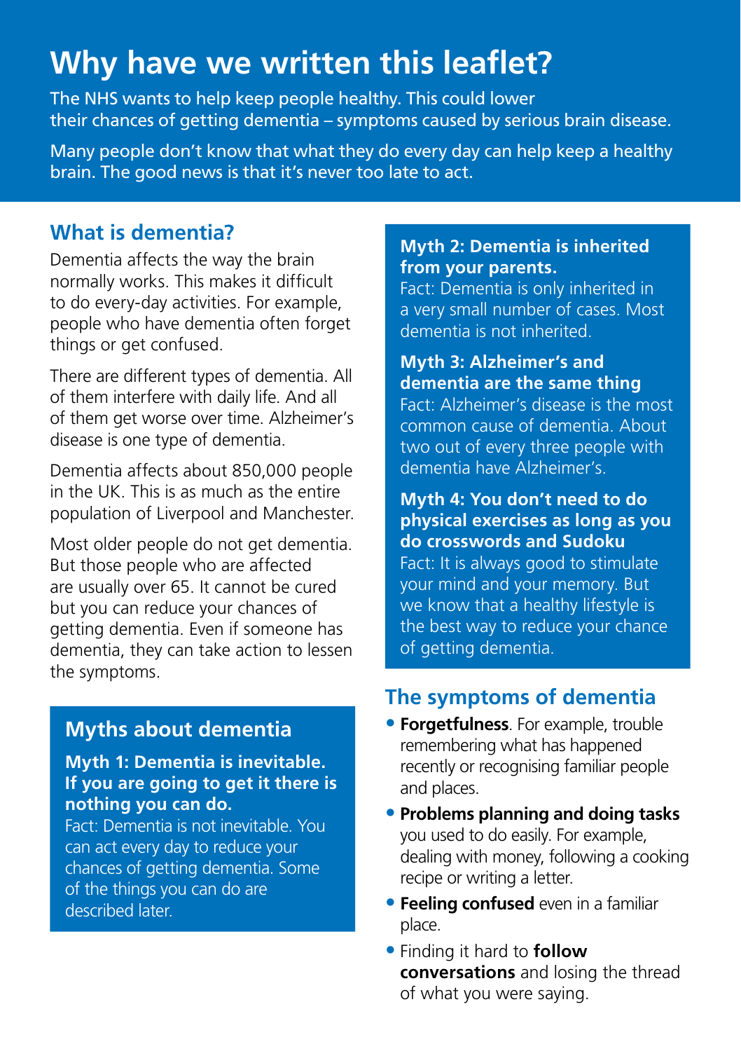# Why have we written this leaflet?

The NHS wants to help keep people healthy. This could lower their chances of getting dementia – symptoms caused by serious brain disease.

Many people don't know that what they do every day can help keep a healthy brain. The good news is that it's never too late to act.

## What is dementia?

Dementia affects the way the brain normally works. This makes it difficult to do every-day activities. For example, people who have dementia often forget things or get confused.

There are different types of dementia. All of them interfere with daily life. And all of them get worse over time. Alzheimer's disease is one type of dementia.

Dementia affects about 850,000 people in the UK. This is as much as the entire population of Liverpool and Manchester.

Most older people do not get dementia. But those people who are affected are usually over 65. It cannot be cured but you can reduce your chances of getting dementia. Even if someone has dementia, they can take action to lessen the symptoms.

## Myths about dementia

**Myth 1: Dementia is inevitable. If you are going to get it there is nothing you can do.**
Fact: Dementia is not inevitable. You can act every day to reduce your chances of getting dementia. Some of the things you can do are described later.

**Myth 2: Dementia is inherited from your parents.**
Fact: Dementia is only inherited in a very small number of cases. Most dementia is not inherited.

**Myth 3: Alzheimer's and dementia are the same thing**
Fact: Alzheimer's disease is the most common cause of dementia. About two out of every three people with dementia have Alzheimer's.

**Myth 4: You don't need to do physical exercises as long as you do crosswords and Sudoku**
Fact: It is always good to stimulate your mind and your memory. But we know that a healthy lifestyle is the best way to reduce your chance of getting dementia.

## The symptoms of dementia

- **Forgetfulness**. For example, trouble remembering what has happened recently or recognising familiar people and places.
- **Problems planning and doing tasks** you used to do easily. For example, dealing with money, following a cooking recipe or writing a letter.
- **Feeling confused** even in a familiar place.
- Finding it hard to **follow conversations** and losing the thread of what you were saying.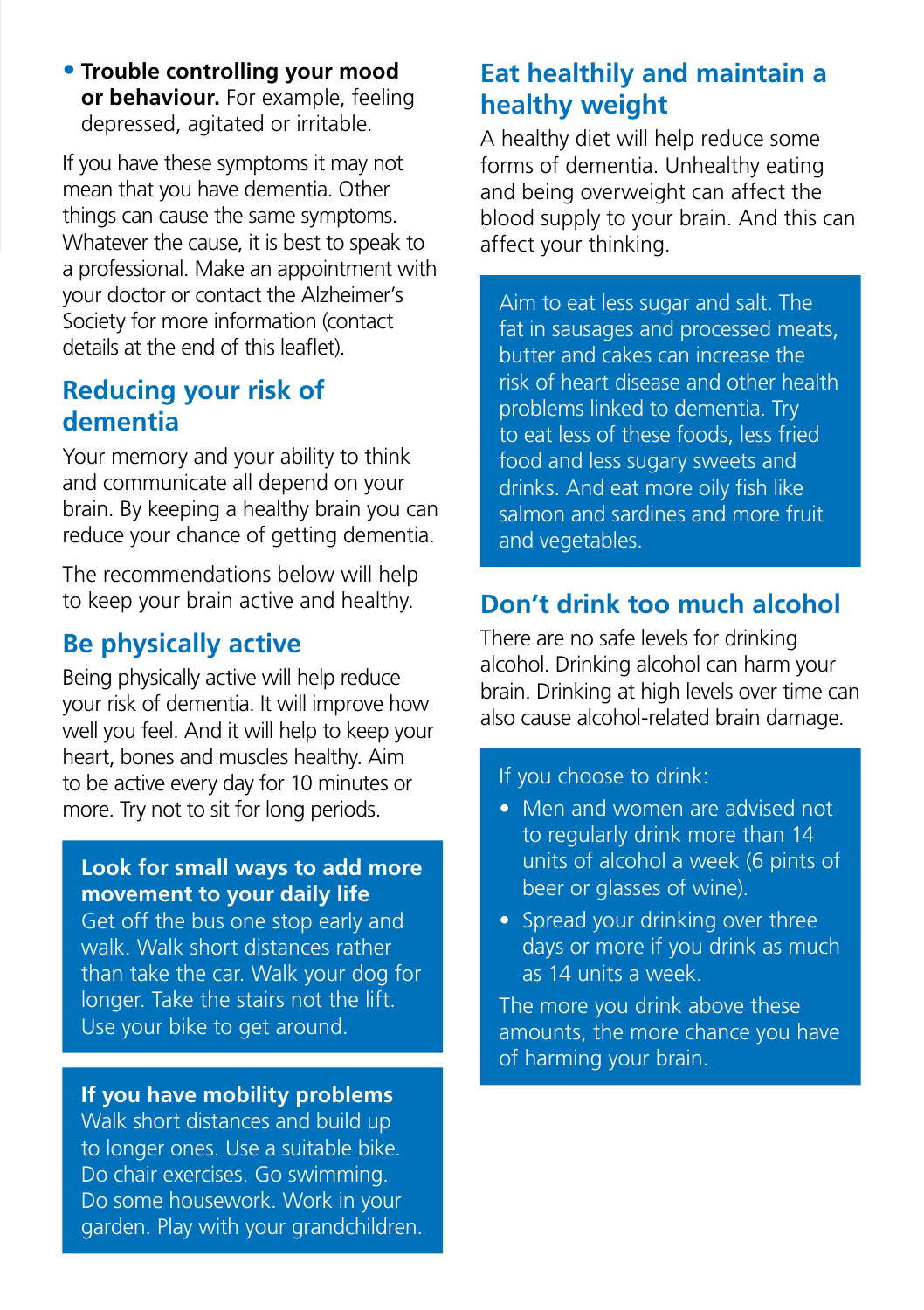- **Trouble controlling your mood or behaviour.** For example, feeling depressed, agitated or irritable.

If you have these symptoms it may not mean that you have dementia. Other things can cause the same symptoms. Whatever the cause, it is best to speak to a professional. Make an appointment with your doctor or contact the Alzheimer's Society for more information (contact details at the end of this leaflet).

## Reducing your risk of dementia

Your memory and your ability to think and communicate all depend on your brain. By keeping a healthy brain you can reduce your chance of getting dementia.

The recommendations below will help to keep your brain active and healthy.

## Be physically active

Being physically active will help reduce your risk of dementia. It will improve how well you feel. And it will help to keep your heart, bones and muscles healthy. Aim to be active every day for 10 minutes or more. Try not to sit for long periods.

**Look for small ways to add more movement to your daily life**
Get off the bus one stop early and walk. Walk short distances rather than take the car. Walk your dog for longer. Take the stairs not the lift. Use your bike to get around.

**If you have mobility problems**
Walk short distances and build up to longer ones. Use a suitable bike. Do chair exercises. Go swimming. Do some housework. Work in your garden. Play with your grandchildren.

## Eat healthily and maintain a healthy weight

A healthy diet will help reduce some forms of dementia. Unhealthy eating and being overweight can affect the blood supply to your brain. And this can affect your thinking.

Aim to eat less sugar and salt. The fat in sausages and processed meats, butter and cakes can increase the risk of heart disease and other health problems linked to dementia. Try to eat less of these foods, less fried food and less sugary sweets and drinks. And eat more oily fish like salmon and sardines and more fruit and vegetables.

## Don't drink too much alcohol

There are no safe levels for drinking alcohol. Drinking alcohol can harm your brain. Drinking at high levels over time can also cause alcohol-related brain damage.

If you choose to drink:

- Men and women are advised not to regularly drink more than 14 units of alcohol a week (6 pints of beer or glasses of wine).
- Spread your drinking over three days or more if you drink as much as 14 units a week.

The more you drink above these amounts, the more chance you have of harming your brain.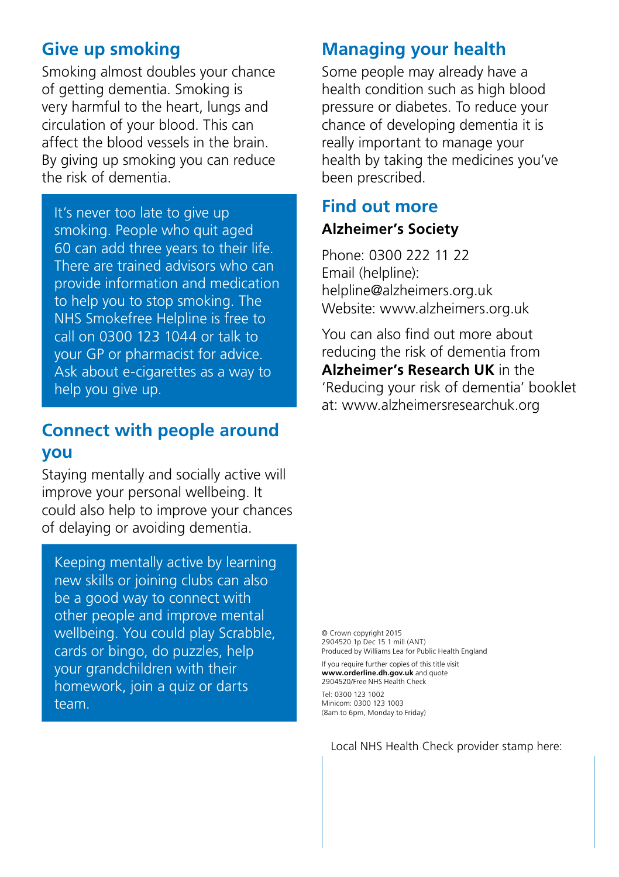## Give up smoking

Smoking almost doubles your chance of getting dementia. Smoking is very harmful to the heart, lungs and circulation of your blood. This can affect the blood vessels in the brain. By giving up smoking you can reduce the risk of dementia.

It's never too late to give up smoking. People who quit aged 60 can add three years to their life. There are trained advisors who can provide information and medication to help you to stop smoking. The NHS Smokefree Helpline is free to call on 0300 123 1044 or talk to your GP or pharmacist for advice. Ask about e-cigarettes as a way to help you give up.

## Connect with people around you

Staying mentally and socially active will improve your personal wellbeing. It could also help to improve your chances of delaying or avoiding dementia.

Keeping mentally active by learning new skills or joining clubs can also be a good way to connect with other people and improve mental wellbeing. You could play Scrabble, cards or bingo, do puzzles, help your grandchildren with their homework, join a quiz or darts team.

## Managing your health

Some people may already have a health condition such as high blood pressure or diabetes. To reduce your chance of developing dementia it is really important to manage your health by taking the medicines you've been prescribed.

## Find out more

**Alzheimer's Society**

Phone: 0300 222 11 22
Email (helpline):
helpline@alzheimers.org.uk
Website: www.alzheimers.org.uk

You can also find out more about reducing the risk of dementia from **Alzheimer's Research UK** in the 'Reducing your risk of dementia' booklet at: www.alzheimersresearchuk.org

© Crown copyright 2015
2904520 1p Dec 15 1 mill (ANT)
Produced by Williams Lea for Public Health England

If you require further copies of this title visit **www.orderline.dh.gov.uk** and quote 2904520/Free NHS Health Check

Tel: 0300 123 1002
Minicom: 0300 123 1003
(8am to 6pm, Monday to Friday)

Local NHS Health Check provider stamp here: